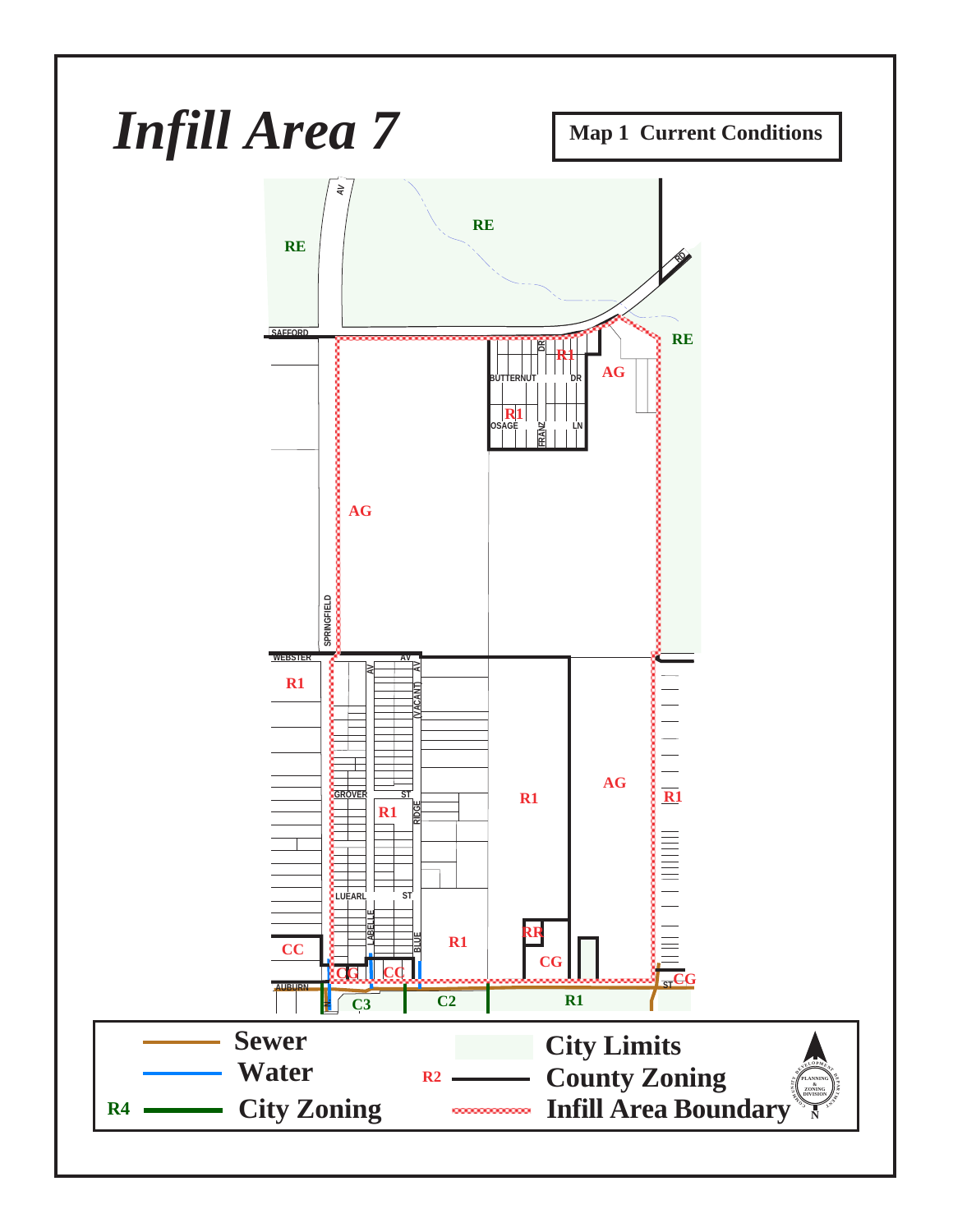# *Infill Area 7*

**Map 1 Current Conditions**

RE

RE

RE

SAFFORD

AV

RD

DR

R1

BUTTERNUT

DR

AG

R1

OSAGE

FRANZ

LN

AG

SPRINGFIELD

WEBSTER

AV

AV

AV

(VACANT)

R1

AG

GROVER

ST

R1

RIDGE

R1

R1

LUEARL

ST

LABELLE

BLUE

R1

RR

CC

CG

CG

CC

AUBURN

ST

CG

C3

C2

R1

**Sewer**

**Water**

R4 **City Zoning**

**City Limits**

R2 **County Zoning**

**Infill Area Boundary**

PLANNING & ZONING DIVISION

N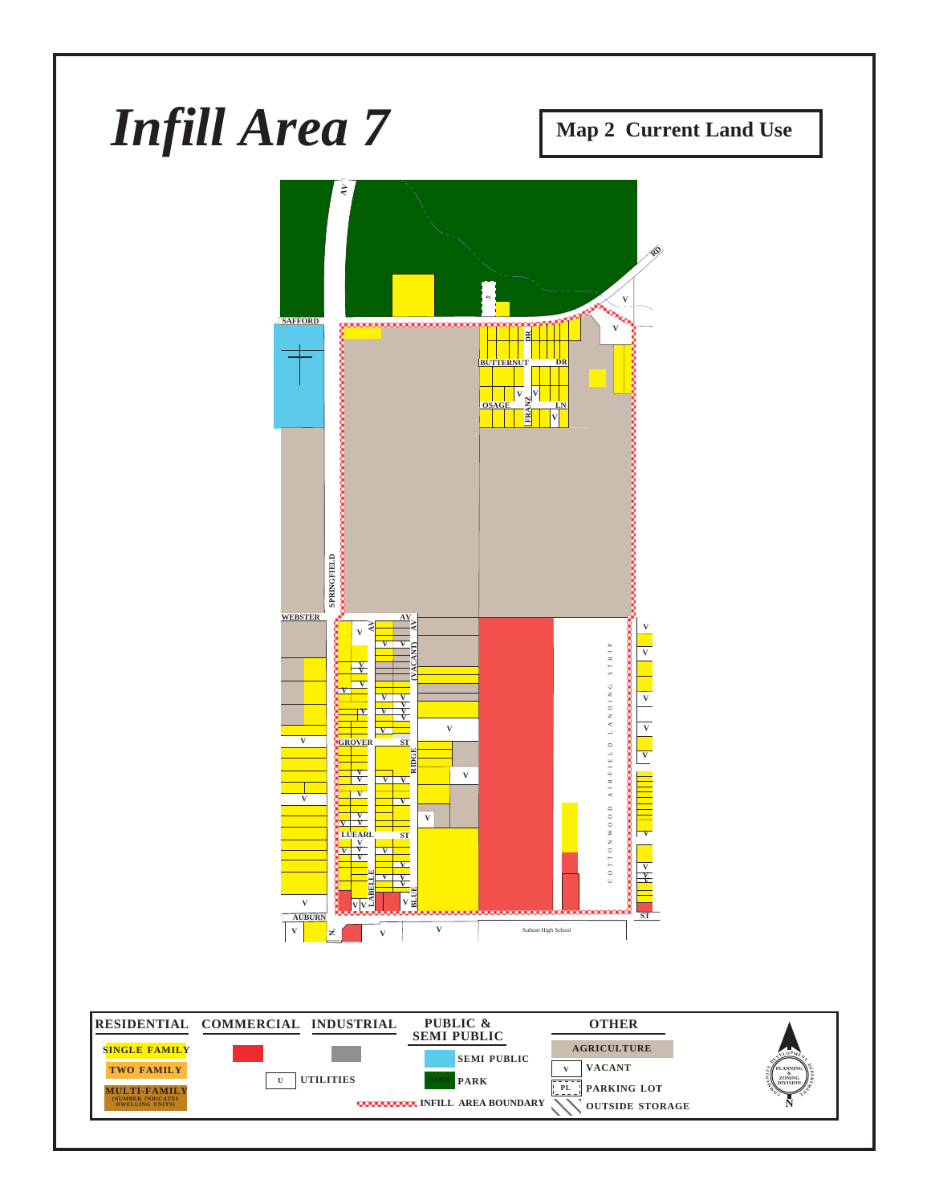# *Infill Area 7*

**Map 2 Current Land Use**

SAFFORD

AV

RD

BUTTERNUT DR

DR

OSAGE LN

FRANZ

SPRINGFIELD

WEBSTER

AV

AV

AV

(VACANT)

GROVER ST

RIDGE

LUEARL ST

LABELLE

BLUE

AUBURN

ST

N.

COTTONWOOD AIRFIELD LANDING STRIP

Aubrun High School

| RESIDENTIAL | COMMERCIAL | INDUSTRIAL | PUBLIC & SEMI PUBLIC | OTHER |
|---|---|---|---|---|
| SINGLE FAMILY | | | SEMI PUBLIC | AGRICULTURE |
| TWO FAMILY | | U UTILITIES | PARK | V VACANT |
| MULTI-FAMILY (NUMBER INDICATES DWELLING UNITS) | | | INFILL AREA BOUNDARY | PL PARKING LOT |
| | | | | OUTSIDE STORAGE |

COMMUNITY DEVELOPMENT DEPARTMENT
PLANNING & ZONING DIVISION

N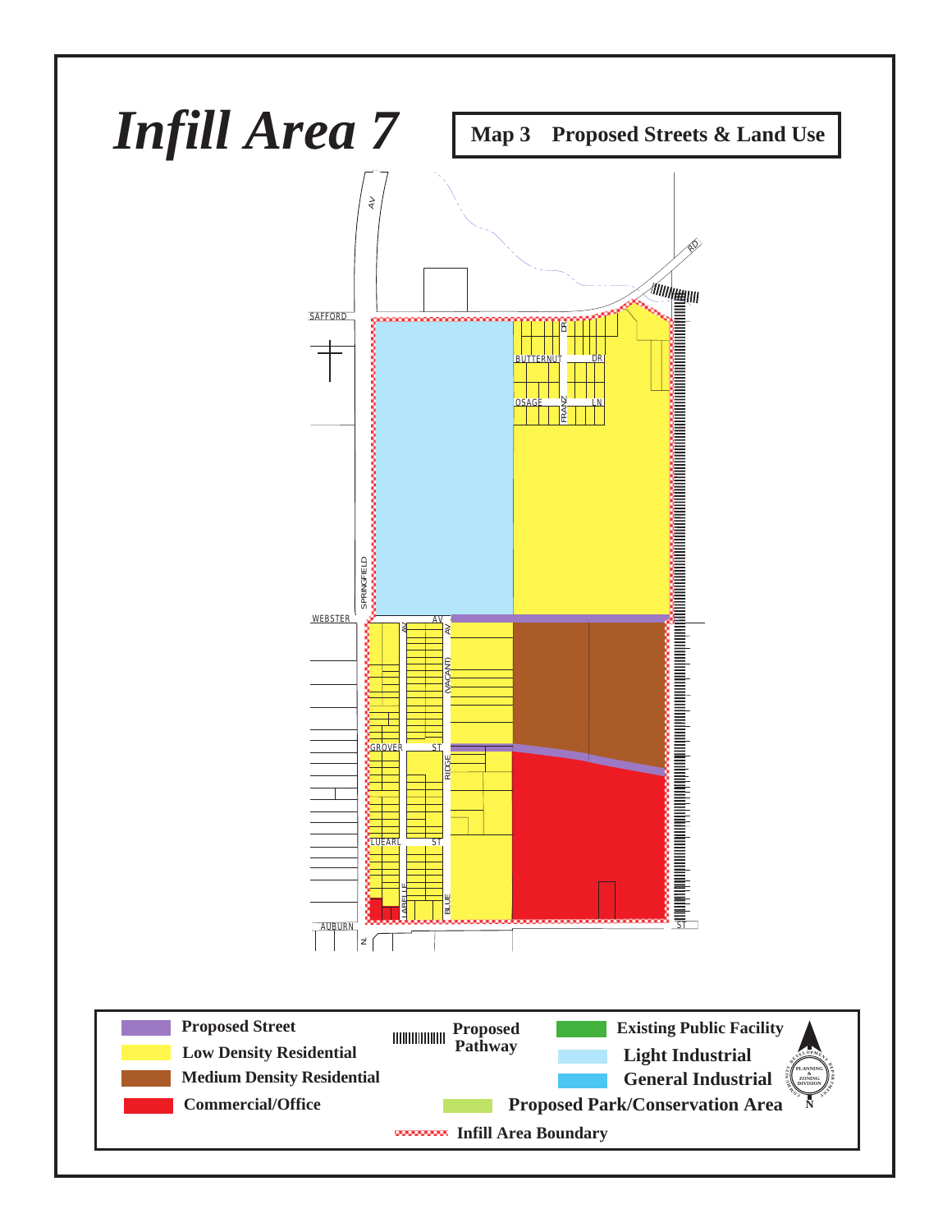# Infill Area 7

**Map 3 Proposed Streets & Land Use**

AV

RD

SAFFORD

BUTTERNUT DR

DR

OSAGE LN

FRANZ

SPRINGFIELD

WEBSTER AV

AV

AV

(VACANT)

GROVER ST

RIDGE

LUEARL ST

LABELLE

BLUE

AUBURN

N.

ST

**Proposed Street**

**Low Density Residential**

**Medium Density Residential**

**Commercial/Office**

**Proposed Pathway**

**Existing Public Facility**

**Light Industrial**

**General Industrial**

**Proposed Park/Conservation Area**

**Infill Area Boundary**

N

COMMUNITY DEVELOPMENT DEPARTMENT PLANNING & ZONING DIVISION